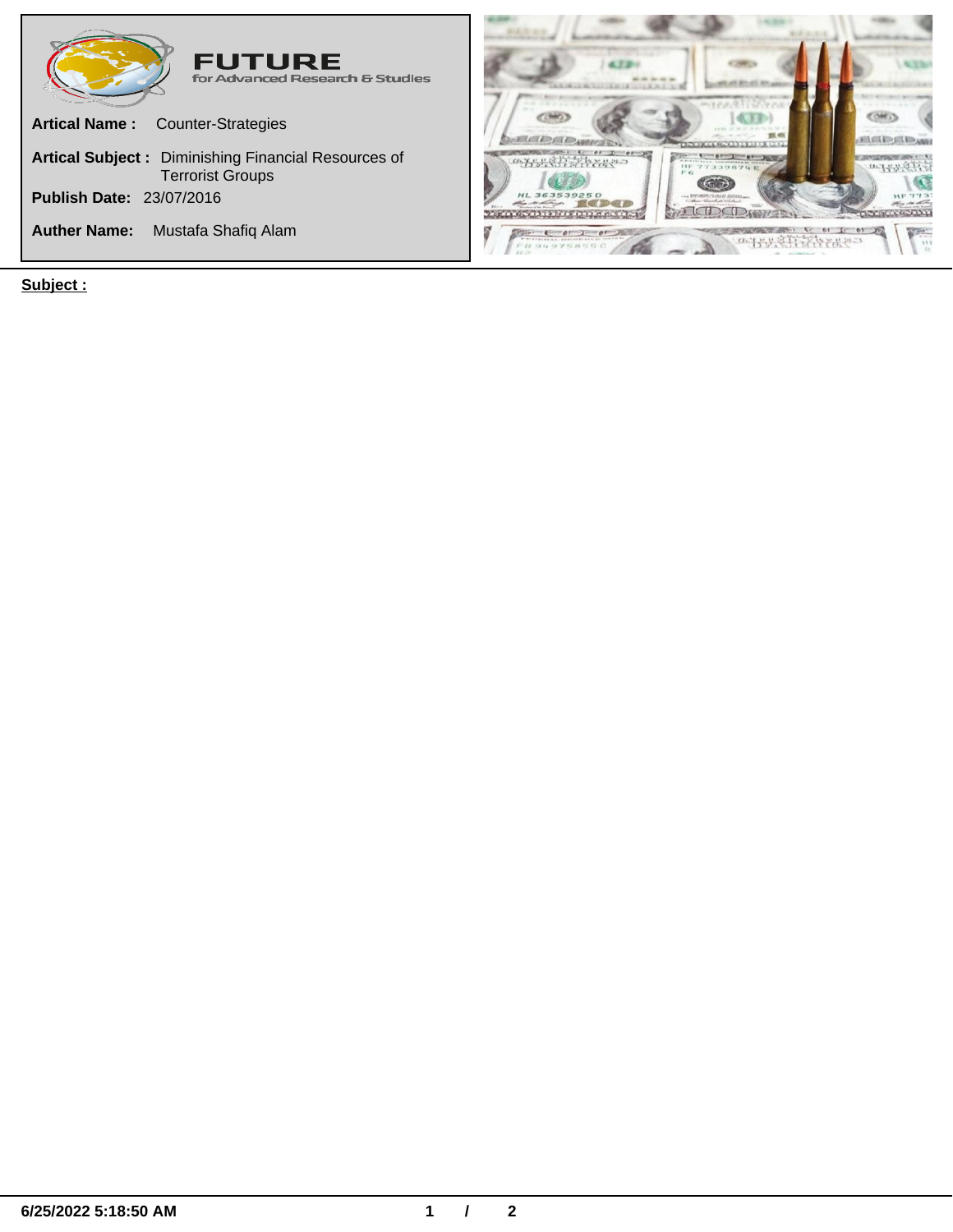**FUTURE**
for Advanced Research & Studies

**Artical Name :** Counter-Strategies

**Artical Subject :** Diminishing Financial Resources of Terrorist Groups

**Publish Date:** 23/07/2016

**Auther Name:** Mustafa Shafiq Alam

**Subject :**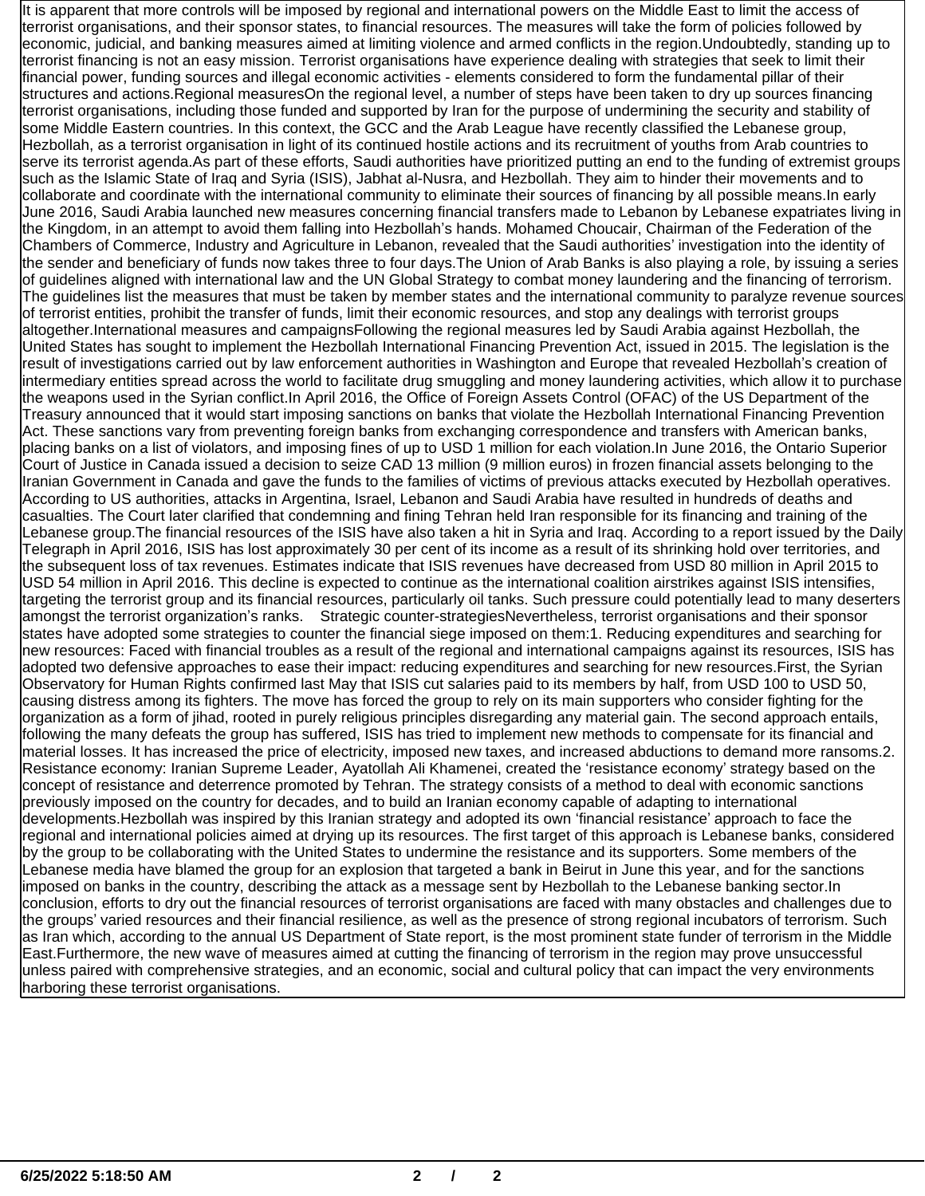It is apparent that more controls will be imposed by regional and international powers on the Middle East to limit the access of terrorist organisations, and their sponsor states, to financial resources. The measures will take the form of policies followed by economic, judicial, and banking measures aimed at limiting violence and armed conflicts in the region.

Undoubtedly, standing up to terrorist financing is not an easy mission. Terrorist organisations have experience dealing with strategies that seek to limit their financial power, funding sources and illegal economic activities - elements considered to form the fundamental pillar of their structures and actions.

## Regional measures

On the regional level, a number of steps have been taken to dry up sources financing terrorist organisations, including those funded and supported by Iran for the purpose of undermining the security and stability of some Middle Eastern countries. In this context, the GCC and the Arab League have recently classified the Lebanese group, Hezbollah, as a terrorist organisation in light of its continued hostile actions and its recruitment of youths from Arab countries to serve its terrorist agenda.

As part of these efforts, Saudi authorities have prioritized putting an end to the funding of extremist groups such as the Islamic State of Iraq and Syria (ISIS), Jabhat al-Nusra, and Hezbollah. They aim to hinder their movements and to collaborate and coordinate with the international community to eliminate their sources of financing by all possible means.

In early June 2016, Saudi Arabia launched new measures concerning financial transfers made to Lebanon by Lebanese expatriates living in the Kingdom, in an attempt to avoid them falling into Hezbollah's hands. Mohamed Choucair, Chairman of the Federation of the Chambers of Commerce, Industry and Agriculture in Lebanon, revealed that the Saudi authorities' investigation into the identity of the sender and beneficiary of funds now takes three to four days.

The Union of Arab Banks is also playing a role, by issuing a series of guidelines aligned with international law and the UN Global Strategy to combat money laundering and the financing of terrorism. The guidelines list the measures that must be taken by member states and the international community to paralyze revenue sources of terrorist entities, prohibit the transfer of funds, limit their economic resources, and stop any dealings with terrorist groups altogether.

## International measures and campaigns

Following the regional measures led by Saudi Arabia against Hezbollah, the United States has sought to implement the Hezbollah International Financing Prevention Act, issued in 2015. The legislation is the result of investigations carried out by law enforcement authorities in Washington and Europe that revealed Hezbollah's creation of intermediary entities spread across the world to facilitate drug smuggling and money laundering activities, which allow it to purchase the weapons used in the Syrian conflict.

In April 2016, the Office of Foreign Assets Control (OFAC) of the US Department of the Treasury announced that it would start imposing sanctions on banks that violate the Hezbollah International Financing Prevention Act. These sanctions vary from preventing foreign banks from exchanging correspondence and transfers with American banks, placing banks on a list of violators, and imposing fines of up to USD 1 million for each violation.

In June 2016, the Ontario Superior Court of Justice in Canada issued a decision to seize CAD 13 million (9 million euros) in frozen financial assets belonging to the Iranian Government in Canada and gave the funds to the families of victims of previous attacks executed by Hezbollah operatives. According to US authorities, attacks in Argentina, Israel, Lebanon and Saudi Arabia have resulted in hundreds of deaths and casualties. The Court later clarified that condemning and fining Tehran held Iran responsible for its financing and training of the Lebanese group.

The financial resources of the ISIS have also taken a hit in Syria and Iraq. According to a report issued by the Daily Telegraph in April 2016, ISIS has lost approximately 30 per cent of its income as a result of its shrinking hold over territories, and the subsequent loss of tax revenues. Estimates indicate that ISIS revenues have decreased from USD 80 million in April 2015 to USD 54 million in April 2016. This decline is expected to continue as the international coalition airstrikes against ISIS intensifies, targeting the terrorist group and its financial resources, particularly oil tanks. Such pressure could potentially lead to many deserters amongst the terrorist organization's ranks.

## Strategic counter-strategies

Nevertheless, terrorist organisations and their sponsor states have adopted some strategies to counter the financial siege imposed on them:

1. Reducing expenditures and searching for new resources: Faced with financial troubles as a result of the regional and international campaigns against its resources, ISIS has adopted two defensive approaches to ease their impact: reducing expenditures and searching for new resources.

First, the Syrian Observatory for Human Rights confirmed last May that ISIS cut salaries paid to its members by half, from USD 100 to USD 50, causing distress among its fighters. The move has forced the group to rely on its main supporters who consider fighting for the organization as a form of jihad, rooted in purely religious principles disregarding any material gain. The second approach entails, following the many defeats the group has suffered, ISIS has tried to implement new methods to compensate for its financial and material losses. It has increased the price of electricity, imposed new taxes, and increased abductions to demand more ransoms.

2. Resistance economy: Iranian Supreme Leader, Ayatollah Ali Khamenei, created the 'resistance economy' strategy based on the concept of resistance and deterrence promoted by Tehran. The strategy consists of a method to deal with economic sanctions previously imposed on the country for decades, and to build an Iranian economy capable of adapting to international developments.

Hezbollah was inspired by this Iranian strategy and adopted its own 'financial resistance' approach to face the regional and international policies aimed at drying up its resources. The first target of this approach is Lebanese banks, considered by the group to be collaborating with the United States to undermine the resistance and its supporters. Some members of the Lebanese media have blamed the group for an explosion that targeted a bank in Beirut in June this year, and for the sanctions imposed on banks in the country, describing the attack as a message sent by Hezbollah to the Lebanese banking sector.

In conclusion, efforts to dry out the financial resources of terrorist organisations are faced with many obstacles and challenges due to the groups' varied resources and their financial resilience, as well as the presence of strong regional incubators of terrorism. Such as Iran which, according to the annual US Department of State report, is the most prominent state funder of terrorism in the Middle East.

Furthermore, the new wave of measures aimed at cutting the financing of terrorism in the region may prove unsuccessful unless paired with comprehensive strategies, and an economic, social and cultural policy that can impact the very environments harboring these terrorist organisations.